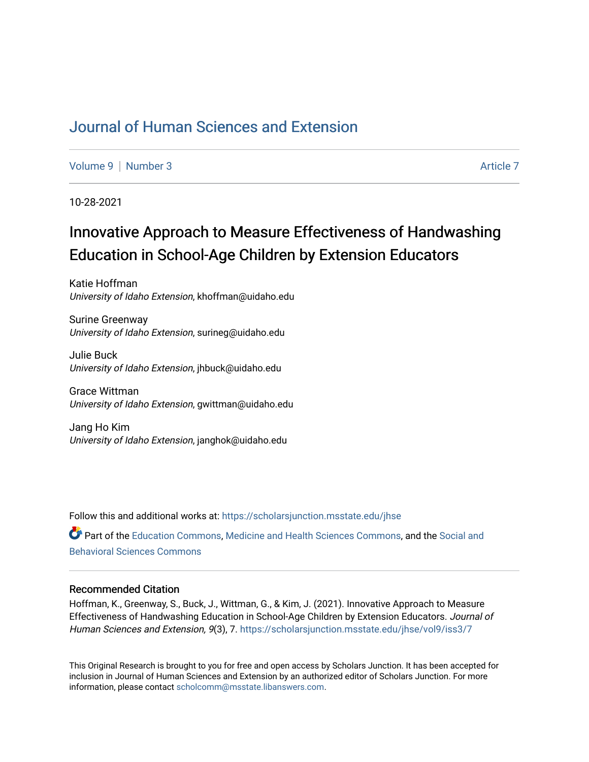# Journal of Human Sciences and Extension

Volume 9 | Number 3 Article 7

10-28-2021

## Innovative Approach to Measure Effectiveness of Handwashing Education in School-Age Children by Extension Educators

Katie Hoffman
*University of Idaho Extension*, khoffman@uidaho.edu

Surine Greenway
*University of Idaho Extension*, surineg@uidaho.edu

Julie Buck
*University of Idaho Extension*, jhbuck@uidaho.edu

Grace Wittman
*University of Idaho Extension*, gwittman@uidaho.edu

Jang Ho Kim
*University of Idaho Extension*, janghok@uidaho.edu

Follow this and additional works at: https://scholarsjunction.msstate.edu/jhse

Part of the Education Commons, Medicine and Health Sciences Commons, and the Social and Behavioral Sciences Commons

### Recommended Citation

Hoffman, K., Greenway, S., Buck, J., Wittman, G., & Kim, J. (2021). Innovative Approach to Measure Effectiveness of Handwashing Education in School-Age Children by Extension Educators. *Journal of Human Sciences and Extension, 9*(3), 7. https://scholarsjunction.msstate.edu/jhse/vol9/iss3/7

This Original Research is brought to you for free and open access by Scholars Junction. It has been accepted for inclusion in Journal of Human Sciences and Extension by an authorized editor of Scholars Junction. For more information, please contact scholcomm@msstate.libanswers.com.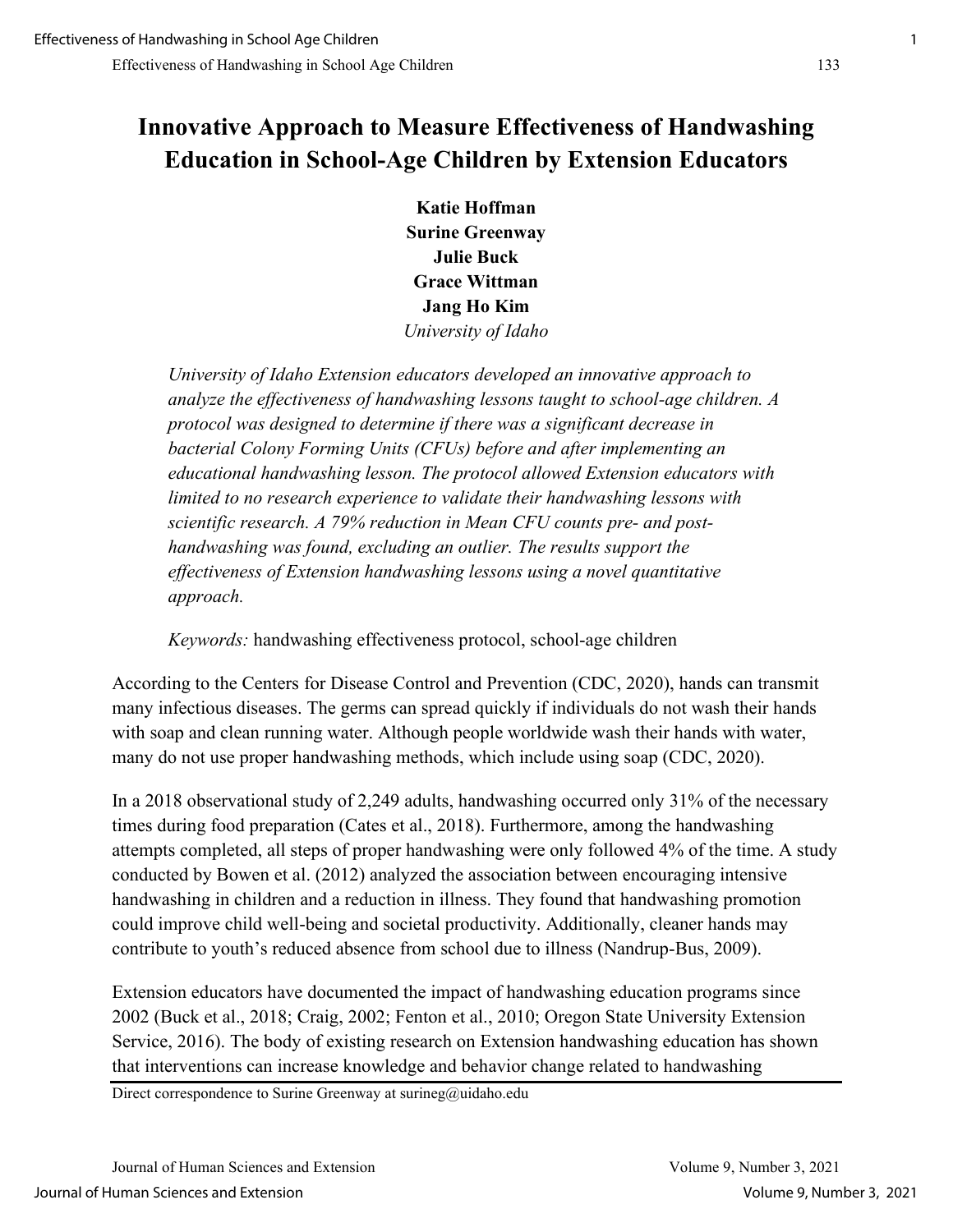# Innovative Approach to Measure Effectiveness of Handwashing Education in School-Age Children by Extension Educators

**Katie Hoffman**
**Surine Greenway**
**Julie Buck**
**Grace Wittman**
**Jang Ho Kim**
*University of Idaho*

*University of Idaho Extension educators developed an innovative approach to analyze the effectiveness of handwashing lessons taught to school-age children. A protocol was designed to determine if there was a significant decrease in bacterial Colony Forming Units (CFUs) before and after implementing an educational handwashing lesson. The protocol allowed Extension educators with limited to no research experience to validate their handwashing lessons with scientific research. A 79% reduction in Mean CFU counts pre- and post-handwashing was found, excluding an outlier. The results support the effectiveness of Extension handwashing lessons using a novel quantitative approach.*

*Keywords:* handwashing effectiveness protocol, school-age children

According to the Centers for Disease Control and Prevention (CDC, 2020), hands can transmit many infectious diseases. The germs can spread quickly if individuals do not wash their hands with soap and clean running water. Although people worldwide wash their hands with water, many do not use proper handwashing methods, which include using soap (CDC, 2020).

In a 2018 observational study of 2,249 adults, handwashing occurred only 31% of the necessary times during food preparation (Cates et al., 2018). Furthermore, among the handwashing attempts completed, all steps of proper handwashing were only followed 4% of the time. A study conducted by Bowen et al. (2012) analyzed the association between encouraging intensive handwashing in children and a reduction in illness. They found that handwashing promotion could improve child well-being and societal productivity. Additionally, cleaner hands may contribute to youth's reduced absence from school due to illness (Nandrup-Bus, 2009).

Extension educators have documented the impact of handwashing education programs since 2002 (Buck et al., 2018; Craig, 2002; Fenton et al., 2010; Oregon State University Extension Service, 2016). The body of existing research on Extension handwashing education has shown that interventions can increase knowledge and behavior change related to handwashing

Direct correspondence to Surine Greenway at surineg@uidaho.edu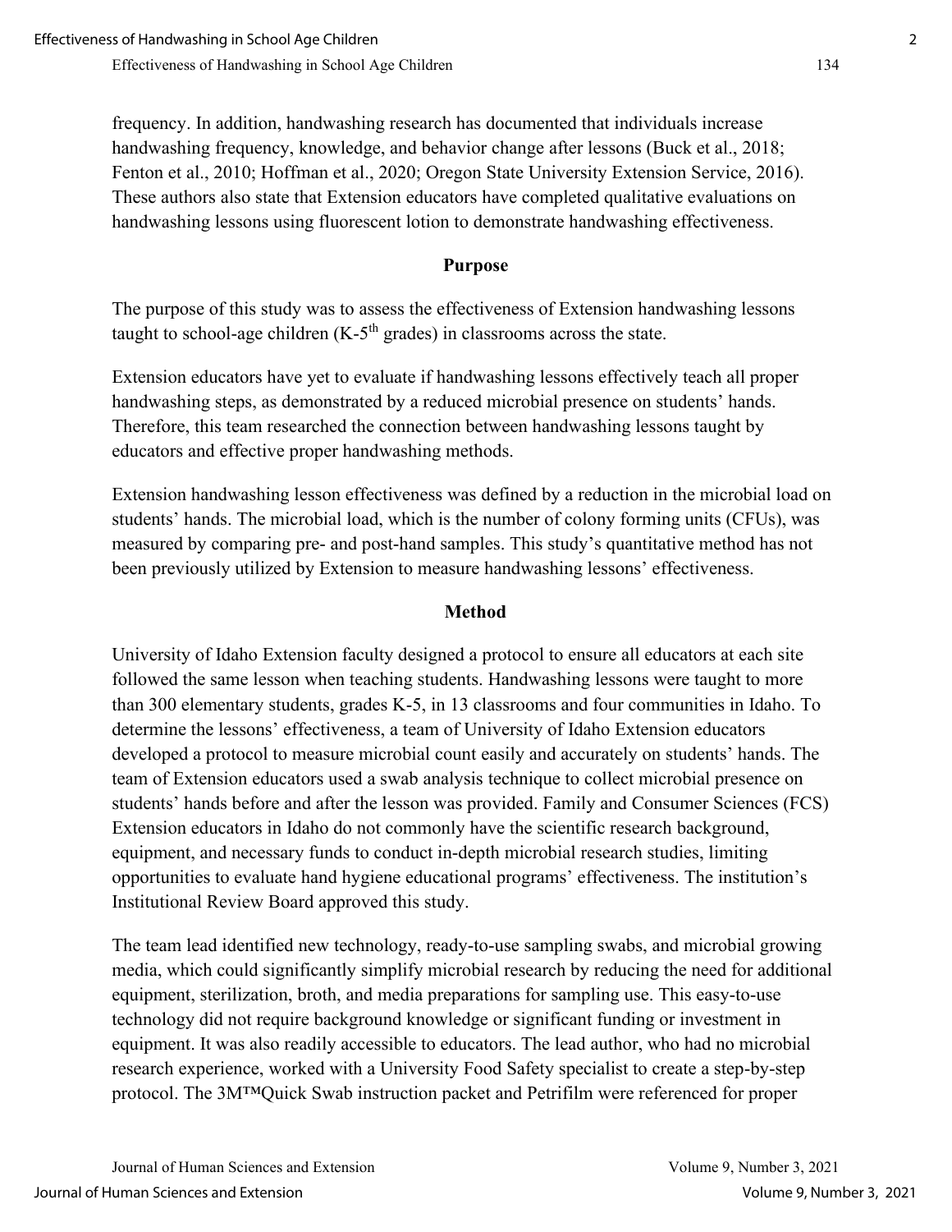frequency. In addition, handwashing research has documented that individuals increase handwashing frequency, knowledge, and behavior change after lessons (Buck et al., 2018; Fenton et al., 2010; Hoffman et al., 2020; Oregon State University Extension Service, 2016). These authors also state that Extension educators have completed qualitative evaluations on handwashing lessons using fluorescent lotion to demonstrate handwashing effectiveness.

## Purpose

The purpose of this study was to assess the effectiveness of Extension handwashing lessons taught to school-age children (K-5th grades) in classrooms across the state.

Extension educators have yet to evaluate if handwashing lessons effectively teach all proper handwashing steps, as demonstrated by a reduced microbial presence on students' hands. Therefore, this team researched the connection between handwashing lessons taught by educators and effective proper handwashing methods.

Extension handwashing lesson effectiveness was defined by a reduction in the microbial load on students' hands. The microbial load, which is the number of colony forming units (CFUs), was measured by comparing pre- and post-hand samples. This study's quantitative method has not been previously utilized by Extension to measure handwashing lessons' effectiveness.

## Method

University of Idaho Extension faculty designed a protocol to ensure all educators at each site followed the same lesson when teaching students. Handwashing lessons were taught to more than 300 elementary students, grades K-5, in 13 classrooms and four communities in Idaho. To determine the lessons' effectiveness, a team of University of Idaho Extension educators developed a protocol to measure microbial count easily and accurately on students' hands. The team of Extension educators used a swab analysis technique to collect microbial presence on students' hands before and after the lesson was provided. Family and Consumer Sciences (FCS) Extension educators in Idaho do not commonly have the scientific research background, equipment, and necessary funds to conduct in-depth microbial research studies, limiting opportunities to evaluate hand hygiene educational programs' effectiveness. The institution's Institutional Review Board approved this study.

The team lead identified new technology, ready-to-use sampling swabs, and microbial growing media, which could significantly simplify microbial research by reducing the need for additional equipment, sterilization, broth, and media preparations for sampling use. This easy-to-use technology did not require background knowledge or significant funding or investment in equipment. It was also readily accessible to educators. The lead author, who had no microbial research experience, worked with a University Food Safety specialist to create a step-by-step protocol. The 3M™Quick Swab instruction packet and Petrifilm were referenced for proper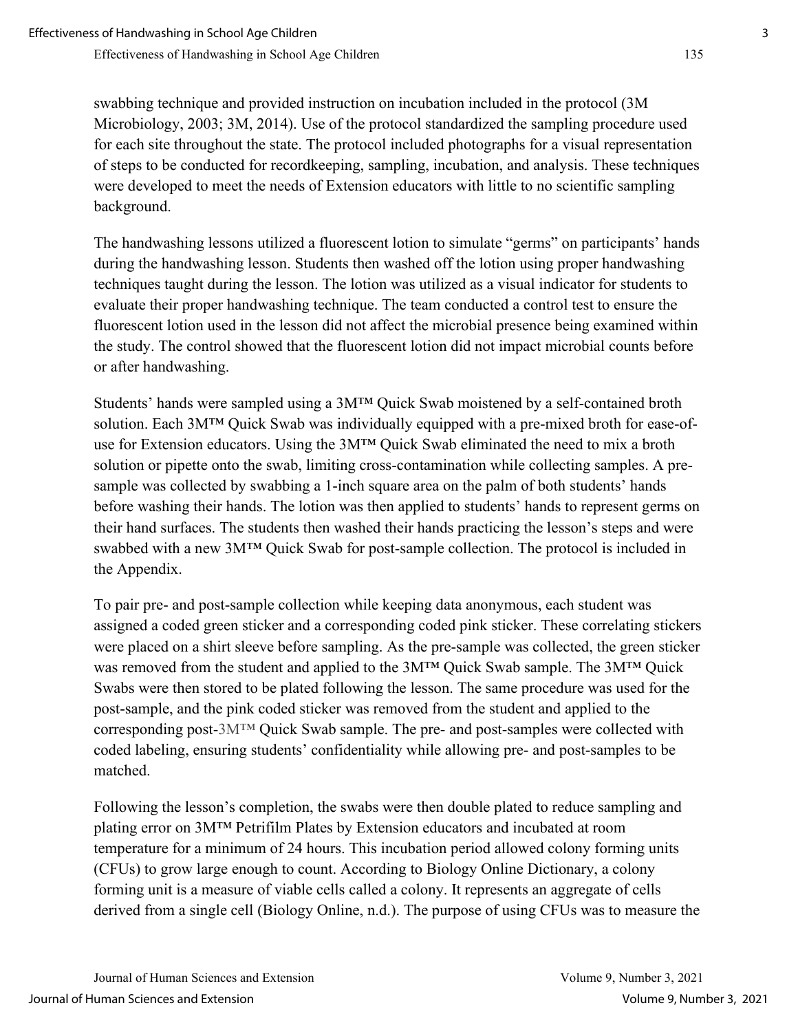swabbing technique and provided instruction on incubation included in the protocol (3M Microbiology, 2003; 3M, 2014). Use of the protocol standardized the sampling procedure used for each site throughout the state. The protocol included photographs for a visual representation of steps to be conducted for recordkeeping, sampling, incubation, and analysis. These techniques were developed to meet the needs of Extension educators with little to no scientific sampling background.

The handwashing lessons utilized a fluorescent lotion to simulate "germs" on participants' hands during the handwashing lesson. Students then washed off the lotion using proper handwashing techniques taught during the lesson. The lotion was utilized as a visual indicator for students to evaluate their proper handwashing technique. The team conducted a control test to ensure the fluorescent lotion used in the lesson did not affect the microbial presence being examined within the study. The control showed that the fluorescent lotion did not impact microbial counts before or after handwashing.

Students' hands were sampled using a 3M™ Quick Swab moistened by a self-contained broth solution. Each 3M™ Quick Swab was individually equipped with a pre-mixed broth for ease-of-use for Extension educators. Using the 3M™ Quick Swab eliminated the need to mix a broth solution or pipette onto the swab, limiting cross-contamination while collecting samples. A pre-sample was collected by swabbing a 1-inch square area on the palm of both students' hands before washing their hands. The lotion was then applied to students' hands to represent germs on their hand surfaces. The students then washed their hands practicing the lesson's steps and were swabbed with a new 3M™ Quick Swab for post-sample collection. The protocol is included in the Appendix.

To pair pre- and post-sample collection while keeping data anonymous, each student was assigned a coded green sticker and a corresponding coded pink sticker. These correlating stickers were placed on a shirt sleeve before sampling. As the pre-sample was collected, the green sticker was removed from the student and applied to the 3M™ Quick Swab sample. The 3M™ Quick Swabs were then stored to be plated following the lesson. The same procedure was used for the post-sample, and the pink coded sticker was removed from the student and applied to the corresponding post-3M™ Quick Swab sample. The pre- and post-samples were collected with coded labeling, ensuring students' confidentiality while allowing pre- and post-samples to be matched.

Following the lesson's completion, the swabs were then double plated to reduce sampling and plating error on 3M™ Petrifilm Plates by Extension educators and incubated at room temperature for a minimum of 24 hours. This incubation period allowed colony forming units (CFUs) to grow large enough to count. According to Biology Online Dictionary, a colony forming unit is a measure of viable cells called a colony. It represents an aggregate of cells derived from a single cell (Biology Online, n.d.). The purpose of using CFUs was to measure the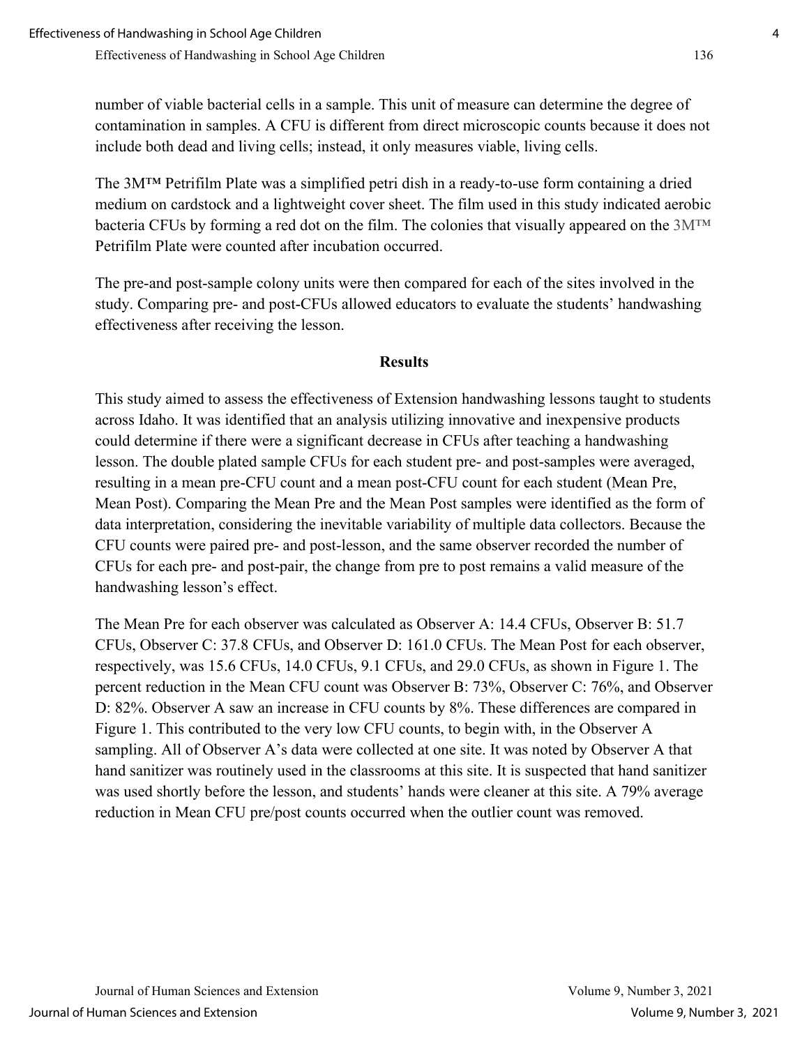number of viable bacterial cells in a sample. This unit of measure can determine the degree of contamination in samples. A CFU is different from direct microscopic counts because it does not include both dead and living cells; instead, it only measures viable, living cells.

The 3M™ Petrifilm Plate was a simplified petri dish in a ready-to-use form containing a dried medium on cardstock and a lightweight cover sheet. The film used in this study indicated aerobic bacteria CFUs by forming a red dot on the film. The colonies that visually appeared on the 3M™ Petrifilm Plate were counted after incubation occurred.

The pre-and post-sample colony units were then compared for each of the sites involved in the study. Comparing pre- and post-CFUs allowed educators to evaluate the students' handwashing effectiveness after receiving the lesson.

## Results

This study aimed to assess the effectiveness of Extension handwashing lessons taught to students across Idaho. It was identified that an analysis utilizing innovative and inexpensive products could determine if there were a significant decrease in CFUs after teaching a handwashing lesson. The double plated sample CFUs for each student pre- and post-samples were averaged, resulting in a mean pre-CFU count and a mean post-CFU count for each student (Mean Pre, Mean Post). Comparing the Mean Pre and the Mean Post samples were identified as the form of data interpretation, considering the inevitable variability of multiple data collectors. Because the CFU counts were paired pre- and post-lesson, and the same observer recorded the number of CFUs for each pre- and post-pair, the change from pre to post remains a valid measure of the handwashing lesson's effect.

The Mean Pre for each observer was calculated as Observer A: 14.4 CFUs, Observer B: 51.7 CFUs, Observer C: 37.8 CFUs, and Observer D: 161.0 CFUs. The Mean Post for each observer, respectively, was 15.6 CFUs, 14.0 CFUs, 9.1 CFUs, and 29.0 CFUs, as shown in Figure 1. The percent reduction in the Mean CFU count was Observer B: 73%, Observer C: 76%, and Observer D: 82%. Observer A saw an increase in CFU counts by 8%. These differences are compared in Figure 1. This contributed to the very low CFU counts, to begin with, in the Observer A sampling. All of Observer A's data were collected at one site. It was noted by Observer A that hand sanitizer was routinely used in the classrooms at this site. It is suspected that hand sanitizer was used shortly before the lesson, and students' hands were cleaner at this site. A 79% average reduction in Mean CFU pre/post counts occurred when the outlier count was removed.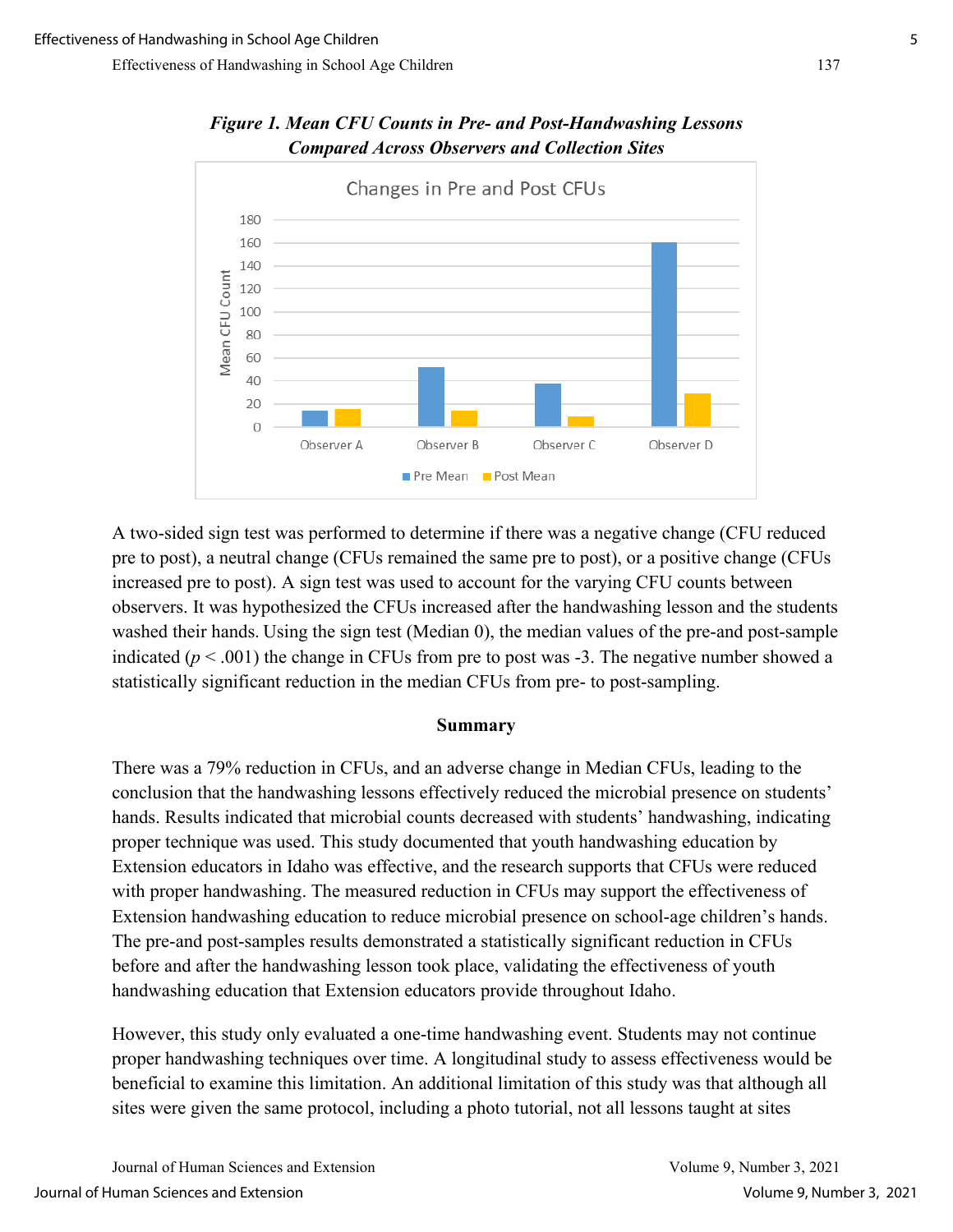***Figure 1. Mean CFU Counts in Pre- and Post-Handwashing Lessons Compared Across Observers and Collection Sites***

A two-sided sign test was performed to determine if there was a negative change (CFU reduced pre to post), a neutral change (CFUs remained the same pre to post), or a positive change (CFUs increased pre to post). A sign test was used to account for the varying CFU counts between observers. It was hypothesized the CFUs increased after the handwashing lesson and the students washed their hands. Using the sign test (Median 0), the median values of the pre-and post-sample indicated ($p < .001$) the change in CFUs from pre to post was -3. The negative number showed a statistically significant reduction in the median CFUs from pre- to post-sampling.

## Summary

There was a 79% reduction in CFUs, and an adverse change in Median CFUs, leading to the conclusion that the handwashing lessons effectively reduced the microbial presence on students' hands. Results indicated that microbial counts decreased with students' handwashing, indicating proper technique was used. This study documented that youth handwashing education by Extension educators in Idaho was effective, and the research supports that CFUs were reduced with proper handwashing. The measured reduction in CFUs may support the effectiveness of Extension handwashing education to reduce microbial presence on school-age children's hands. The pre-and post-samples results demonstrated a statistically significant reduction in CFUs before and after the handwashing lesson took place, validating the effectiveness of youth handwashing education that Extension educators provide throughout Idaho.

However, this study only evaluated a one-time handwashing event. Students may not continue proper handwashing techniques over time. A longitudinal study to assess effectiveness would be beneficial to examine this limitation. An additional limitation of this study was that although all sites were given the same protocol, including a photo tutorial, not all lessons taught at sites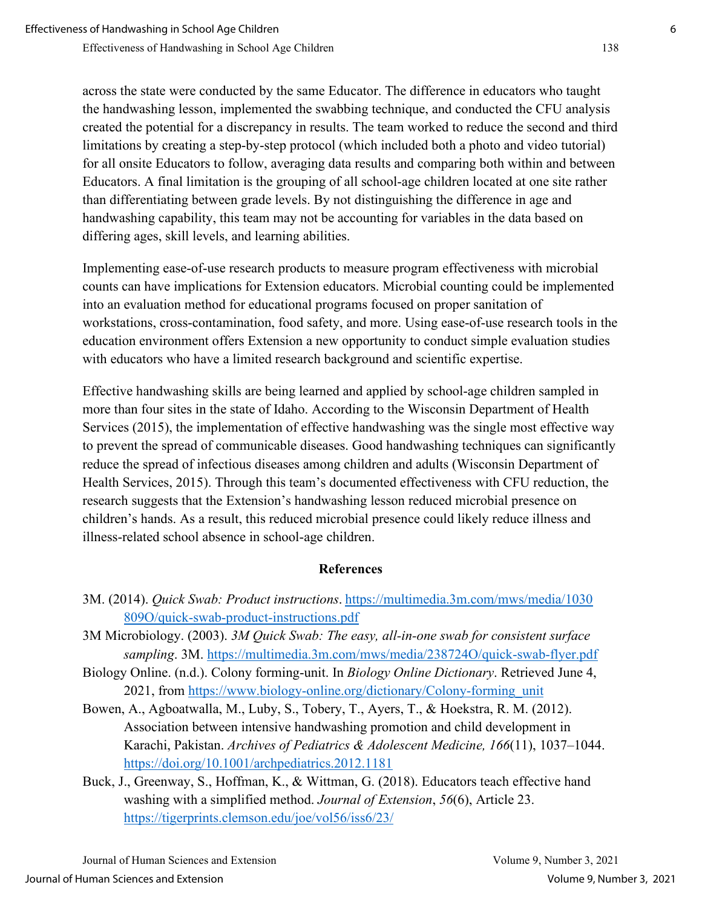across the state were conducted by the same Educator. The difference in educators who taught the handwashing lesson, implemented the swabbing technique, and conducted the CFU analysis created the potential for a discrepancy in results. The team worked to reduce the second and third limitations by creating a step-by-step protocol (which included both a photo and video tutorial) for all onsite Educators to follow, averaging data results and comparing both within and between Educators. A final limitation is the grouping of all school-age children located at one site rather than differentiating between grade levels. By not distinguishing the difference in age and handwashing capability, this team may not be accounting for variables in the data based on differing ages, skill levels, and learning abilities.

Implementing ease-of-use research products to measure program effectiveness with microbial counts can have implications for Extension educators. Microbial counting could be implemented into an evaluation method for educational programs focused on proper sanitation of workstations, cross-contamination, food safety, and more. Using ease-of-use research tools in the education environment offers Extension a new opportunity to conduct simple evaluation studies with educators who have a limited research background and scientific expertise.

Effective handwashing skills are being learned and applied by school-age children sampled in more than four sites in the state of Idaho. According to the Wisconsin Department of Health Services (2015), the implementation of effective handwashing was the single most effective way to prevent the spread of communicable diseases. Good handwashing techniques can significantly reduce the spread of infectious diseases among children and adults (Wisconsin Department of Health Services, 2015). Through this team's documented effectiveness with CFU reduction, the research suggests that the Extension's handwashing lesson reduced microbial presence on children's hands. As a result, this reduced microbial presence could likely reduce illness and illness-related school absence in school-age children.

## References

3M. (2014). *Quick Swab: Product instructions*. https://multimedia.3m.com/mws/media/1030809O/quick-swab-product-instructions.pdf

3M Microbiology. (2003). *3M Quick Swab: The easy, all-in-one swab for consistent surface sampling*. 3M. https://multimedia.3m.com/mws/media/238724O/quick-swab-flyer.pdf

Biology Online. (n.d.). Colony forming-unit. In *Biology Online Dictionary*. Retrieved June 4, 2021, from https://www.biology-online.org/dictionary/Colony-forming_unit

Bowen, A., Agboatwalla, M., Luby, S., Tobery, T., Ayers, T., & Hoekstra, R. M. (2012). Association between intensive handwashing promotion and child development in Karachi, Pakistan. *Archives of Pediatrics & Adolescent Medicine, 166*(11), 1037–1044. https://doi.org/10.1001/archpediatrics.2012.1181

Buck, J., Greenway, S., Hoffman, K., & Wittman, G. (2018). Educators teach effective hand washing with a simplified method. *Journal of Extension*, *56*(6), Article 23. https://tigerprints.clemson.edu/joe/vol56/iss6/23/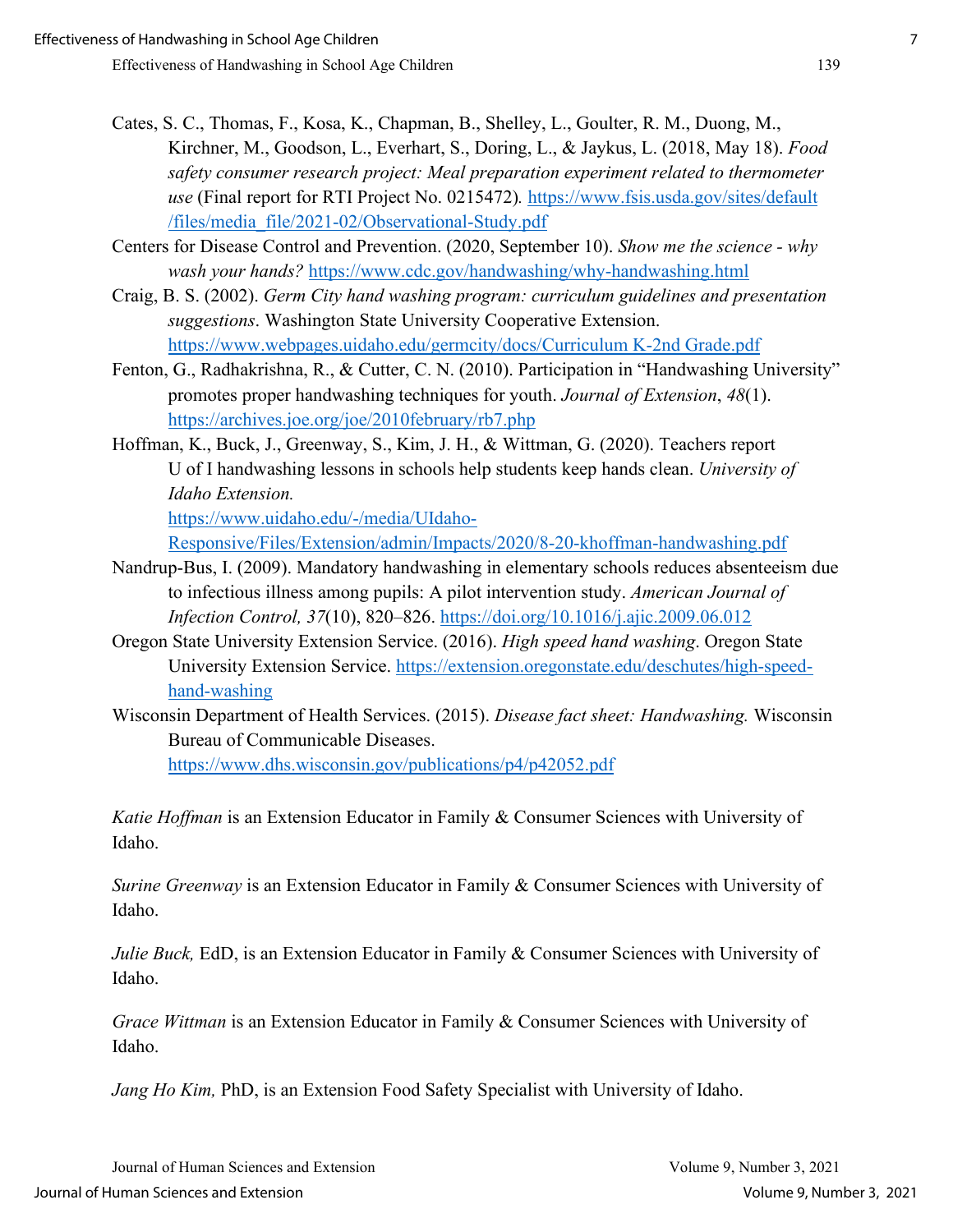Cates, S. C., Thomas, F., Kosa, K., Chapman, B., Shelley, L., Goulter, R. M., Duong, M., Kirchner, M., Goodson, L., Everhart, S., Doring, L., & Jaykus, L. (2018, May 18). *Food safety consumer research project: Meal preparation experiment related to thermometer use* (Final report for RTI Project No. 0215472). https://www.fsis.usda.gov/sites/default/files/media_file/2021-02/Observational-Study.pdf

Centers for Disease Control and Prevention. (2020, September 10). *Show me the science - why wash your hands?* https://www.cdc.gov/handwashing/why-handwashing.html

Craig, B. S. (2002). *Germ City hand washing program: curriculum guidelines and presentation suggestions*. Washington State University Cooperative Extension. https://www.webpages.uidaho.edu/germcity/docs/Curriculum K-2nd Grade.pdf

Fenton, G., Radhakrishna, R., & Cutter, C. N. (2010). Participation in "Handwashing University" promotes proper handwashing techniques for youth. *Journal of Extension*, *48*(1). https://archives.joe.org/joe/2010february/rb7.php

Hoffman, K., Buck, J., Greenway, S., Kim, J. H., & Wittman, G. (2020). Teachers report U of I handwashing lessons in schools help students keep hands clean. *University of Idaho Extension.* https://www.uidaho.edu/-/media/UIdaho-Responsive/Files/Extension/admin/Impacts/2020/8-20-khoffman-handwashing.pdf

Nandrup-Bus, I. (2009). Mandatory handwashing in elementary schools reduces absenteeism due to infectious illness among pupils: A pilot intervention study. *American Journal of Infection Control, 37*(10), 820–826. https://doi.org/10.1016/j.ajic.2009.06.012

Oregon State University Extension Service. (2016). *High speed hand washing*. Oregon State University Extension Service. https://extension.oregonstate.edu/deschutes/high-speed-hand-washing

Wisconsin Department of Health Services. (2015). *Disease fact sheet: Handwashing.* Wisconsin Bureau of Communicable Diseases. https://www.dhs.wisconsin.gov/publications/p4/p42052.pdf

*Katie Hoffman* is an Extension Educator in Family & Consumer Sciences with University of Idaho.

*Surine Greenway* is an Extension Educator in Family & Consumer Sciences with University of Idaho.

*Julie Buck,* EdD, is an Extension Educator in Family & Consumer Sciences with University of Idaho.

*Grace Wittman* is an Extension Educator in Family & Consumer Sciences with University of Idaho.

*Jang Ho Kim,* PhD, is an Extension Food Safety Specialist with University of Idaho.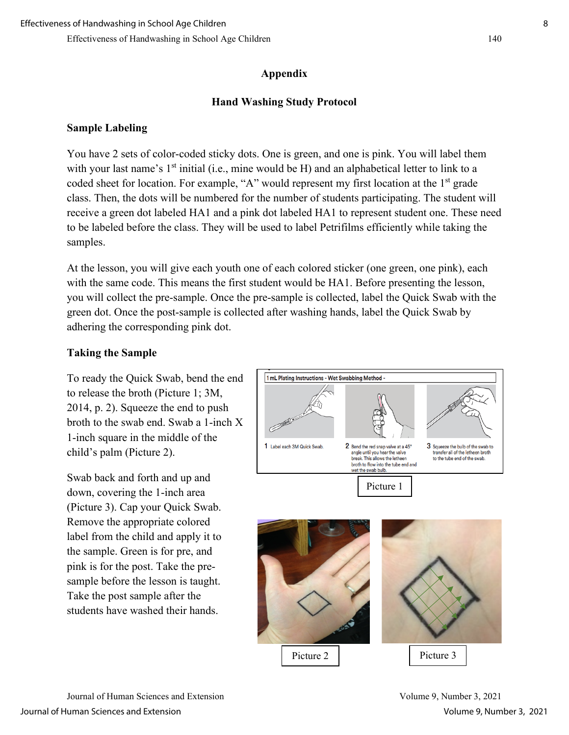## Appendix

### Hand Washing Study Protocol

#### Sample Labeling

You have 2 sets of color-coded sticky dots. One is green, and one is pink. You will label them with your last name's 1st initial (i.e., mine would be H) and an alphabetical letter to link to a coded sheet for location. For example, "A" would represent my first location at the 1st grade class. Then, the dots will be numbered for the number of students participating. The student will receive a green dot labeled HA1 and a pink dot labeled HA1 to represent student one. These need to be labeled before the class. They will be used to label Petrifilms efficiently while taking the samples.

At the lesson, you will give each youth one of each colored sticker (one green, one pink), each with the same code. This means the first student would be HA1. Before presenting the lesson, you will collect the pre-sample. Once the pre-sample is collected, label the Quick Swab with the green dot. Once the post-sample is collected after washing hands, label the Quick Swab by adhering the corresponding pink dot.

#### Taking the Sample

To ready the Quick Swab, bend the end to release the broth (Picture 1; 3M, 2014, p. 2). Squeeze the end to push broth to the swab end. Swab a 1-inch X 1-inch square in the middle of the child's palm (Picture 2).

Swab back and forth and up and down, covering the 1-inch area (Picture 3). Cap your Quick Swab. Remove the appropriate colored label from the child and apply it to the sample. Green is for pre, and pink is for the post. Take the pre-sample before the lesson is taught. Take the post sample after the students have washed their hands.

1 mL Plating Instructions - Wet Swabbing Method -

1 Label each 3M Quick Swab.

2 Bend the red snap valve at a 45° angle until you hear the valve break. This allows the letheen broth to flow into the tube end and wet the swab bulb.

3 Squeeze the bulb of the swab to transfer all of the letheen broth to the tube end of the swab.

Picture 1

Picture 2

Picture 3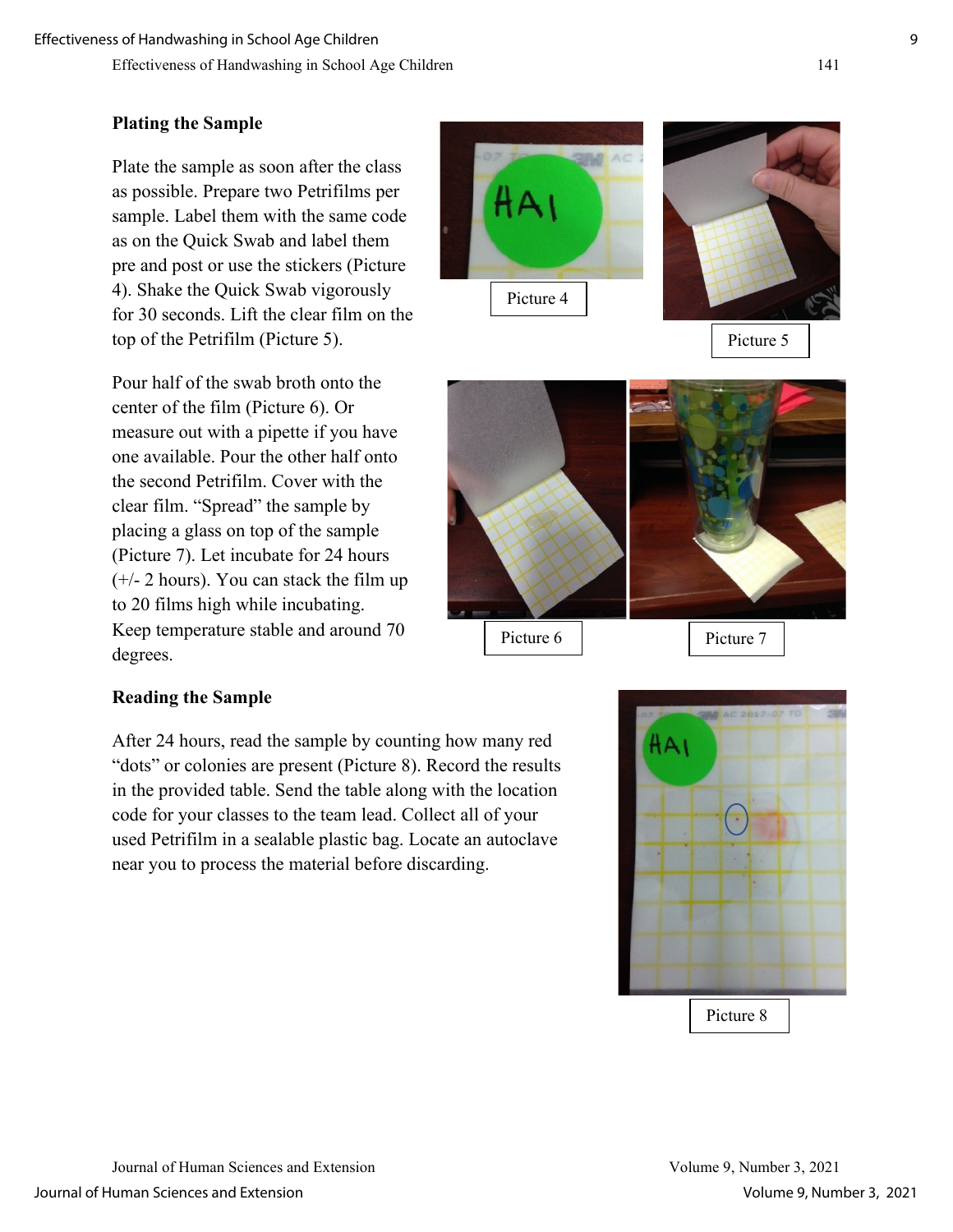### Plating the Sample

Plate the sample as soon after the class as possible. Prepare two Petrifilms per sample. Label them with the same code as on the Quick Swab and label them pre and post or use the stickers (Picture 4). Shake the Quick Swab vigorously for 30 seconds. Lift the clear film on the top of the Petrifilm (Picture 5).

Picture 4

Picture 5

Pour half of the swab broth onto the center of the film (Picture 6). Or measure out with a pipette if you have one available. Pour the other half onto the second Petrifilm. Cover with the clear film. "Spread" the sample by placing a glass on top of the sample (Picture 7). Let incubate for 24 hours (+/- 2 hours). You can stack the film up to 20 films high while incubating. Keep temperature stable and around 70 degrees.

Picture 6

Picture 7

### Reading the Sample

After 24 hours, read the sample by counting how many red "dots" or colonies are present (Picture 8). Record the results in the provided table. Send the table along with the location code for your classes to the team lead. Collect all of your used Petrifilm in a sealable plastic bag. Locate an autoclave near you to process the material before discarding.

Picture 8